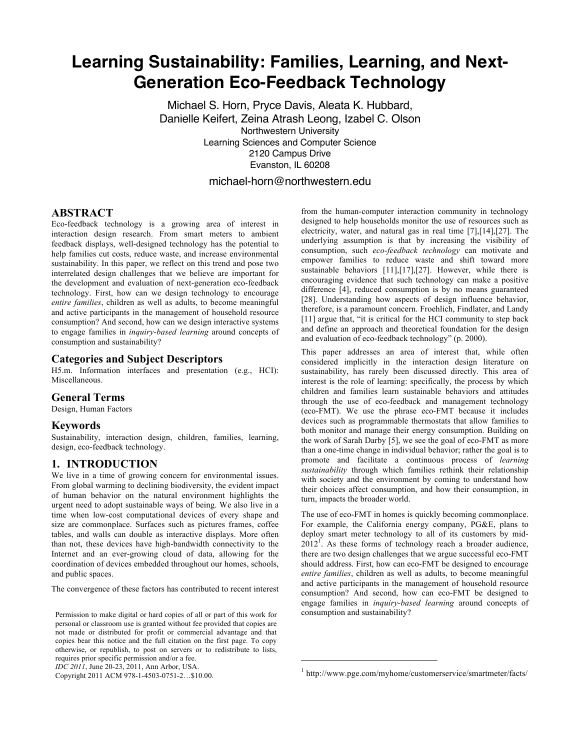# Learning Sustainability: Families, Learning, and Next-Generation Eco-Feedback Technology

Michael S. Horn, Pryce Davis, Aleata K. Hubbard, Danielle Keifert, Zeina Atrash Leong, Izabel C. Olson

Northwestern University
Learning Sciences and Computer Science
2120 Campus Drive
Evanston, IL 60208

michael-horn@northwestern.edu

## ABSTRACT

Eco-feedback technology is a growing area of interest in interaction design research. From smart meters to ambient feedback displays, well-designed technology has the potential to help families cut costs, reduce waste, and increase environmental sustainability. In this paper, we reflect on this trend and pose two interrelated design challenges that we believe are important for the development and evaluation of next-generation eco-feedback technology. First, how can we design technology to encourage *entire families*, children as well as adults, to become meaningful and active participants in the management of household resource consumption? And second, how can we design interactive systems to engage families in *inquiry-based learning* around concepts of consumption and sustainability?

### Categories and Subject Descriptors

H5.m. Information interfaces and presentation (e.g., HCI): Miscellaneous.

### General Terms

Design, Human Factors

### Keywords

Sustainability, interaction design, children, families, learning, design, eco-feedback technology.

## 1. INTRODUCTION

We live in a time of growing concern for environmental issues. From global warming to declining biodiversity, the evident impact of human behavior on the natural environment highlights the urgent need to adopt sustainable ways of being. We also live in a time when low-cost computational devices of every shape and size are commonplace. Surfaces such as pictures frames, coffee tables, and walls can double as interactive displays. More often than not, these devices have high-bandwidth connectivity to the Internet and an ever-growing cloud of data, allowing for the coordination of devices embedded throughout our homes, schools, and public spaces.

The convergence of these factors has contributed to recent interest from the human-computer interaction community in technology designed to help households monitor the use of resources such as electricity, water, and natural gas in real time [7],[14],[27]. The underlying assumption is that by increasing the visibility of consumption, such *eco-feedback technology* can motivate and empower families to reduce waste and shift toward more sustainable behaviors [11],[17],[27]. However, while there is encouraging evidence that such technology can make a positive difference [4], reduced consumption is by no means guaranteed [28]. Understanding how aspects of design influence behavior, therefore, is a paramount concern. Froehlich, Findlater, and Landy [11] argue that, "it is critical for the HCI community to step back and define an approach and theoretical foundation for the design and evaluation of eco-feedback technology" (p. 2000).

This paper addresses an area of interest that, while often considered implicitly in the interaction design literature on sustainability, has rarely been discussed directly. This area of interest is the role of learning: specifically, the process by which children and families learn sustainable behaviors and attitudes through the use of eco-feedback and management technology (eco-FMT). We use the phrase eco-FMT because it includes devices such as programmable thermostats that allow families to both monitor and manage their energy consumption. Building on the work of Sarah Darby [5], we see the goal of eco-FMT as more than a one-time change in individual behavior; rather the goal is to promote and facilitate a continuous process of *learning sustainability* through which families rethink their relationship with society and the environment by coming to understand how their choices affect consumption, and how their consumption, in turn, impacts the broader world.

The use of eco-FMT in homes is quickly becoming commonplace. For example, the California energy company, PG&E, plans to deploy smart meter technology to all of its customers by mid-2012[1]. As these forms of technology reach a broader audience, there are two design challenges that we argue successful eco-FMT should address. First, how can eco-FMT be designed to encourage *entire families*, children as well as adults, to become meaningful and active participants in the management of household resource consumption? And second, how can eco-FMT be designed to engage families in *inquiry-based learning* around concepts of consumption and sustainability?

Permission to make digital or hard copies of all or part of this work for personal or classroom use is granted without fee provided that copies are not made or distributed for profit or commercial advantage and that copies bear this notice and the full citation on the first page. To copy otherwise, or republish, to post on servers or to redistribute to lists, requires prior specific permission and/or a fee.
*IDC 2011*, June 20-23, 2011, Ann Arbor, USA.
Copyright 2011 ACM 978-1-4503-0751-2…$10.00.

[1] http://www.pge.com/myhome/customerservice/smartmeter/facts/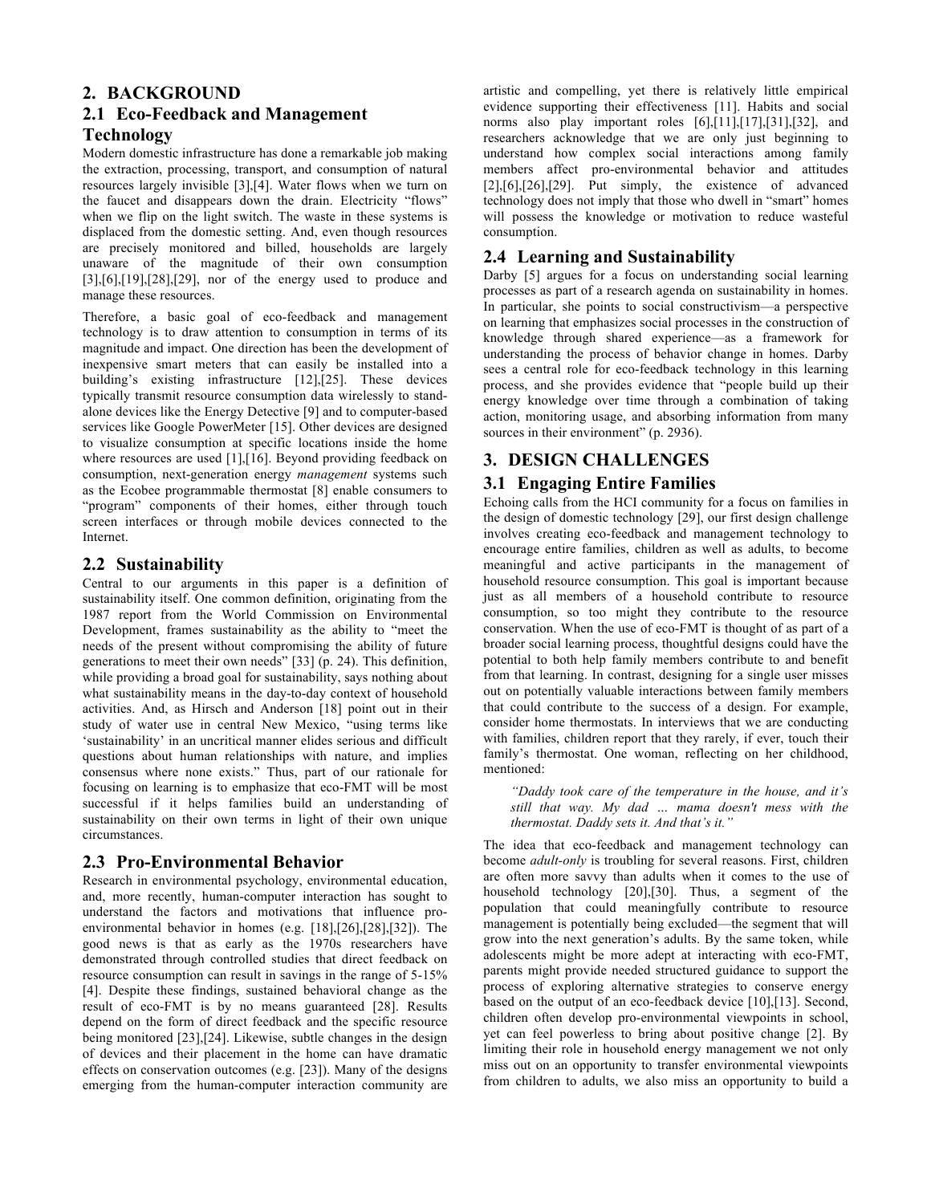## 2. BACKGROUND

### 2.1 Eco-Feedback and Management Technology

Modern domestic infrastructure has done a remarkable job making the extraction, processing, transport, and consumption of natural resources largely invisible [3],[4]. Water flows when we turn on the faucet and disappears down the drain. Electricity "flows" when we flip on the light switch. The waste in these systems is displaced from the domestic setting. And, even though resources are precisely monitored and billed, households are largely unaware of the magnitude of their own consumption [3],[6],[19],[28],[29], nor of the energy used to produce and manage these resources.

Therefore, a basic goal of eco-feedback and management technology is to draw attention to consumption in terms of its magnitude and impact. One direction has been the development of inexpensive smart meters that can easily be installed into a building's existing infrastructure [12],[25]. These devices typically transmit resource consumption data wirelessly to stand-alone devices like the Energy Detective [9] and to computer-based services like Google PowerMeter [15]. Other devices are designed to visualize consumption at specific locations inside the home where resources are used [1],[16]. Beyond providing feedback on consumption, next-generation energy *management* systems such as the Ecobee programmable thermostat [8] enable consumers to "program" components of their homes, either through touch screen interfaces or through mobile devices connected to the Internet.

### 2.2 Sustainability

Central to our arguments in this paper is a definition of sustainability itself. One common definition, originating from the 1987 report from the World Commission on Environmental Development, frames sustainability as the ability to "meet the needs of the present without compromising the ability of future generations to meet their own needs" [33] (p. 24). This definition, while providing a broad goal for sustainability, says nothing about what sustainability means in the day-to-day context of household activities. And, as Hirsch and Anderson [18] point out in their study of water use in central New Mexico, "using terms like 'sustainability' in an uncritical manner elides serious and difficult questions about human relationships with nature, and implies consensus where none exists." Thus, part of our rationale for focusing on learning is to emphasize that eco-FMT will be most successful if it helps families build an understanding of sustainability on their own terms in light of their own unique circumstances.

### 2.3 Pro-Environmental Behavior

Research in environmental psychology, environmental education, and, more recently, human-computer interaction has sought to understand the factors and motivations that influence pro-environmental behavior in homes (e.g. [18],[26],[28],[32]). The good news is that as early as the 1970s researchers have demonstrated through controlled studies that direct feedback on resource consumption can result in savings in the range of 5-15% [4]. Despite these findings, sustained behavioral change as the result of eco-FMT is by no means guaranteed [28]. Results depend on the form of direct feedback and the specific resource being monitored [23],[24]. Likewise, subtle changes in the design of devices and their placement in the home can have dramatic effects on conservation outcomes (e.g. [23]). Many of the designs emerging from the human-computer interaction community are artistic and compelling, yet there is relatively little empirical evidence supporting their effectiveness [11]. Habits and social norms also play important roles [6],[11],[17],[31],[32], and researchers acknowledge that we are only just beginning to understand how complex social interactions among family members affect pro-environmental behavior and attitudes [2],[6],[26],[29]. Put simply, the existence of advanced technology does not imply that those who dwell in "smart" homes will possess the knowledge or motivation to reduce wasteful consumption.

### 2.4 Learning and Sustainability

Darby [5] argues for a focus on understanding social learning processes as part of a research agenda on sustainability in homes. In particular, she points to social constructivism—a perspective on learning that emphasizes social processes in the construction of knowledge through shared experience—as a framework for understanding the process of behavior change in homes. Darby sees a central role for eco-feedback technology in this learning process, and she provides evidence that "people build up their energy knowledge over time through a combination of taking action, monitoring usage, and absorbing information from many sources in their environment" (p. 2936).

## 3. DESIGN CHALLENGES

### 3.1 Engaging Entire Families

Echoing calls from the HCI community for a focus on families in the design of domestic technology [29], our first design challenge involves creating eco-feedback and management technology to encourage entire families, children as well as adults, to become meaningful and active participants in the management of household resource consumption. This goal is important because just as all members of a household contribute to resource consumption, so too might they contribute to the resource conservation. When the use of eco-FMT is thought of as part of a broader social learning process, thoughtful designs could have the potential to both help family members contribute to and benefit from that learning. In contrast, designing for a single user misses out on potentially valuable interactions between family members that could contribute to the success of a design. For example, consider home thermostats. In interviews that we are conducting with families, children report that they rarely, if ever, touch their family's thermostat. One woman, reflecting on her childhood, mentioned:

> *"Daddy took care of the temperature in the house, and it's still that way. My dad ... mama doesn't mess with the thermostat. Daddy sets it. And that's it."*

The idea that eco-feedback and management technology can become *adult-only* is troubling for several reasons. First, children are often more savvy than adults when it comes to the use of household technology [20],[30]. Thus, a segment of the population that could meaningfully contribute to resource management is potentially being excluded—the segment that will grow into the next generation's adults. By the same token, while adolescents might be more adept at interacting with eco-FMT, parents might provide needed structured guidance to support the process of exploring alternative strategies to conserve energy based on the output of an eco-feedback device [10],[13]. Second, children often develop pro-environmental viewpoints in school, yet can feel powerless to bring about positive change [2]. By limiting their role in household energy management we not only miss out on an opportunity to transfer environmental viewpoints from children to adults, we also miss an opportunity to build a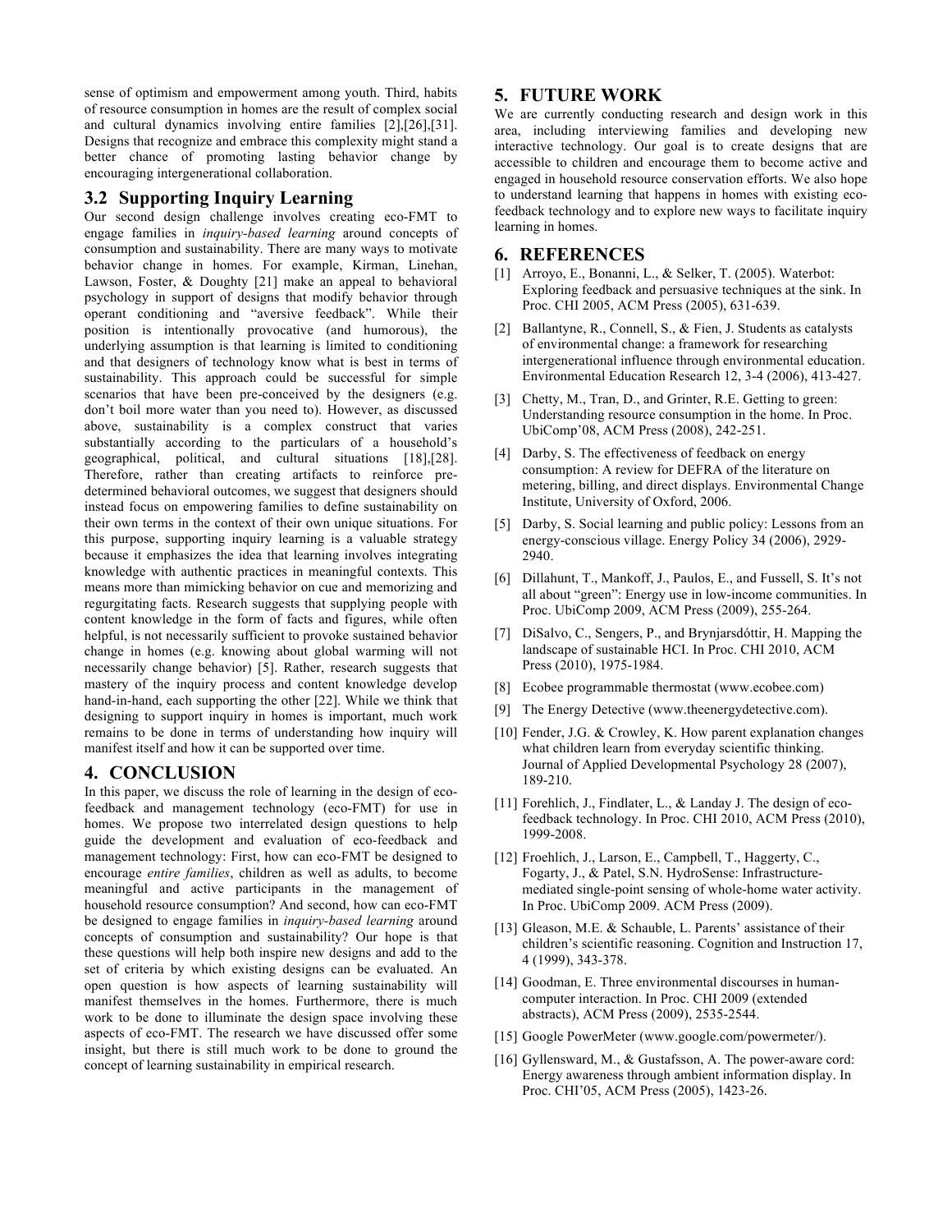sense of optimism and empowerment among youth. Third, habits of resource consumption in homes are the result of complex social and cultural dynamics involving entire families [2],[26],[31]. Designs that recognize and embrace this complexity might stand a better chance of promoting lasting behavior change by encouraging intergenerational collaboration.

## 3.2 Supporting Inquiry Learning

Our second design challenge involves creating eco-FMT to engage families in *inquiry-based learning* around concepts of consumption and sustainability. There are many ways to motivate behavior change in homes. For example, Kirman, Linehan, Lawson, Foster, & Doughty [21] make an appeal to behavioral psychology in support of designs that modify behavior through operant conditioning and "aversive feedback". While their position is intentionally provocative (and humorous), the underlying assumption is that learning is limited to conditioning and that designers of technology know what is best in terms of sustainability. This approach could be successful for simple scenarios that have been pre-conceived by the designers (e.g. don't boil more water than you need to). However, as discussed above, sustainability is a complex construct that varies substantially according to the particulars of a household's geographical, political, and cultural situations [18],[28]. Therefore, rather than creating artifacts to reinforce pre-determined behavioral outcomes, we suggest that designers should instead focus on empowering families to define sustainability on their own terms in the context of their own unique situations. For this purpose, supporting inquiry learning is a valuable strategy because it emphasizes the idea that learning involves integrating knowledge with authentic practices in meaningful contexts. This means more than mimicking behavior on cue and memorizing and regurgitating facts. Research suggests that supplying people with content knowledge in the form of facts and figures, while often helpful, is not necessarily sufficient to provoke sustained behavior change in homes (e.g. knowing about global warming will not necessarily change behavior) [5]. Rather, research suggests that mastery of the inquiry process and content knowledge develop hand-in-hand, each supporting the other [22]. While we think that designing to support inquiry in homes is important, much work remains to be done in terms of understanding how inquiry will manifest itself and how it can be supported over time.

# 4. CONCLUSION

In this paper, we discuss the role of learning in the design of eco-feedback and management technology (eco-FMT) for use in homes. We propose two interrelated design questions to help guide the development and evaluation of eco-feedback and management technology: First, how can eco-FMT be designed to encourage *entire families*, children as well as adults, to become meaningful and active participants in the management of household resource consumption? And second, how can eco-FMT be designed to engage families in *inquiry-based learning* around concepts of consumption and sustainability? Our hope is that these questions will help both inspire new designs and add to the set of criteria by which existing designs can be evaluated. An open question is how aspects of learning sustainability will manifest themselves in the homes. Furthermore, there is much work to be done to illuminate the design space involving these aspects of eco-FMT. The research we have discussed offer some insight, but there is still much work to be done to ground the concept of learning sustainability in empirical research.

# 5. FUTURE WORK

We are currently conducting research and design work in this area, including interviewing families and developing new interactive technology. Our goal is to create designs that are accessible to children and encourage them to become active and engaged in household resource conservation efforts. We also hope to understand learning that happens in homes with existing eco-feedback technology and to explore new ways to facilitate inquiry learning in homes.

# 6. REFERENCES

[1] Arroyo, E., Bonanni, L., & Selker, T. (2005). Waterbot: Exploring feedback and persuasive techniques at the sink. In Proc. CHI 2005, ACM Press (2005), 631-639.

[2] Ballantyne, R., Connell, S., & Fien, J. Students as catalysts of environmental change: a framework for researching intergenerational influence through environmental education. Environmental Education Research 12, 3-4 (2006), 413-427.

[3] Chetty, M., Tran, D., and Grinter, R.E. Getting to green: Understanding resource consumption in the home. In Proc. UbiComp'08, ACM Press (2008), 242-251.

[4] Darby, S. The effectiveness of feedback on energy consumption: A review for DEFRA of the literature on metering, billing, and direct displays. Environmental Change Institute, University of Oxford, 2006.

[5] Darby, S. Social learning and public policy: Lessons from an energy-conscious village. Energy Policy 34 (2006), 2929-2940.

[6] Dillahunt, T., Mankoff, J., Paulos, E., and Fussell, S. It's not all about "green": Energy use in low-income communities. In Proc. UbiComp 2009, ACM Press (2009), 255-264.

[7] DiSalvo, C., Sengers, P., and Brynjarsdóttir, H. Mapping the landscape of sustainable HCI. In Proc. CHI 2010, ACM Press (2010), 1975-1984.

[8] Ecobee programmable thermostat (www.ecobee.com)

[9] The Energy Detective (www.theenergydetective.com).

[10] Fender, J.G. & Crowley, K. How parent explanation changes what children learn from everyday scientific thinking. Journal of Applied Developmental Psychology 28 (2007), 189-210.

[11] Forehlich, J., Findlater, L., & Landay J. The design of eco-feedback technology. In Proc. CHI 2010, ACM Press (2010), 1999-2008.

[12] Froehlich, J., Larson, E., Campbell, T., Haggerty, C., Fogarty, J., & Patel, S.N. HydroSense: Infrastructure-mediated single-point sensing of whole-home water activity. In Proc. UbiComp 2009. ACM Press (2009).

[13] Gleason, M.E. & Schauble, L. Parents' assistance of their children's scientific reasoning. Cognition and Instruction 17, 4 (1999), 343-378.

[14] Goodman, E. Three environmental discourses in human-computer interaction. In Proc. CHI 2009 (extended abstracts), ACM Press (2009), 2535-2544.

[15] Google PowerMeter (www.google.com/powermeter/).

[16] Gyllensward, M., & Gustafsson, A. The power-aware cord: Energy awareness through ambient information display. In Proc. CHI'05, ACM Press (2005), 1423-26.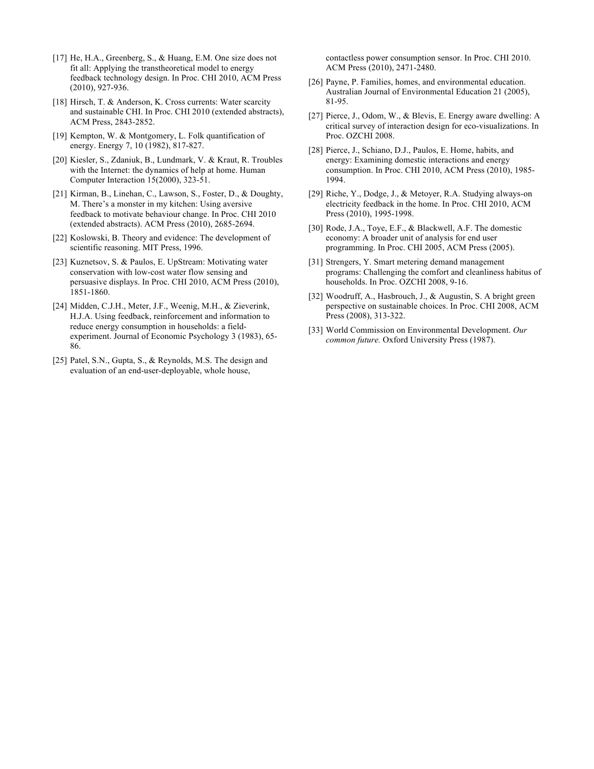[17] He, H.A., Greenberg, S., & Huang, E.M. One size does not fit all: Applying the transtheoretical model to energy feedback technology design. In Proc. CHI 2010, ACM Press (2010), 927-936.

[18] Hirsch, T. & Anderson, K. Cross currents: Water scarcity and sustainable CHI. In Proc. CHI 2010 (extended abstracts), ACM Press, 2843-2852.

[19] Kempton, W. & Montgomery, L. Folk quantification of energy. Energy 7, 10 (1982), 817-827.

[20] Kiesler, S., Zdaniuk, B., Lundmark, V. & Kraut, R. Troubles with the Internet: the dynamics of help at home. Human Computer Interaction 15(2000), 323-51.

[21] Kirman, B., Linehan, C., Lawson, S., Foster, D., & Doughty, M. There's a monster in my kitchen: Using aversive feedback to motivate behaviour change. In Proc. CHI 2010 (extended abstracts). ACM Press (2010), 2685-2694.

[22] Koslowski, B. Theory and evidence: The development of scientific reasoning. MIT Press, 1996.

[23] Kuznetsov, S. & Paulos, E. UpStream: Motivating water conservation with low-cost water flow sensing and persuasive displays. In Proc. CHI 2010, ACM Press (2010), 1851-1860.

[24] Midden, C.J.H., Meter, J.F., Weenig, M.H., & Zieverink, H.J.A. Using feedback, reinforcement and information to reduce energy consumption in households: a field-experiment. Journal of Economic Psychology 3 (1983), 65-86.

[25] Patel, S.N., Gupta, S., & Reynolds, M.S. The design and evaluation of an end-user-deployable, whole house, contactless power consumption sensor. In Proc. CHI 2010. ACM Press (2010), 2471-2480.

[26] Payne, P. Families, homes, and environmental education. Australian Journal of Environmental Education 21 (2005), 81-95.

[27] Pierce, J., Odom, W., & Blevis, E. Energy aware dwelling: A critical survey of interaction design for eco-visualizations. In Proc. OZCHI 2008.

[28] Pierce, J., Schiano, D.J., Paulos, E. Home, habits, and energy: Examining domestic interactions and energy consumption. In Proc. CHI 2010, ACM Press (2010), 1985-1994.

[29] Riche, Y., Dodge, J., & Metoyer, R.A. Studying always-on electricity feedback in the home. In Proc. CHI 2010, ACM Press (2010), 1995-1998.

[30] Rode, J.A., Toye, E.F., & Blackwell, A.F. The domestic economy: A broader unit of analysis for end user programming. In Proc. CHI 2005, ACM Press (2005).

[31] Strengers, Y. Smart metering demand management programs: Challenging the comfort and cleanliness habitus of households. In Proc. OZCHI 2008, 9-16.

[32] Woodruff, A., Hasbrouch, J., & Augustin, S. A bright green perspective on sustainable choices. In Proc. CHI 2008, ACM Press (2008), 313-322.

[33] World Commission on Environmental Development. *Our common future.* Oxford University Press (1987).